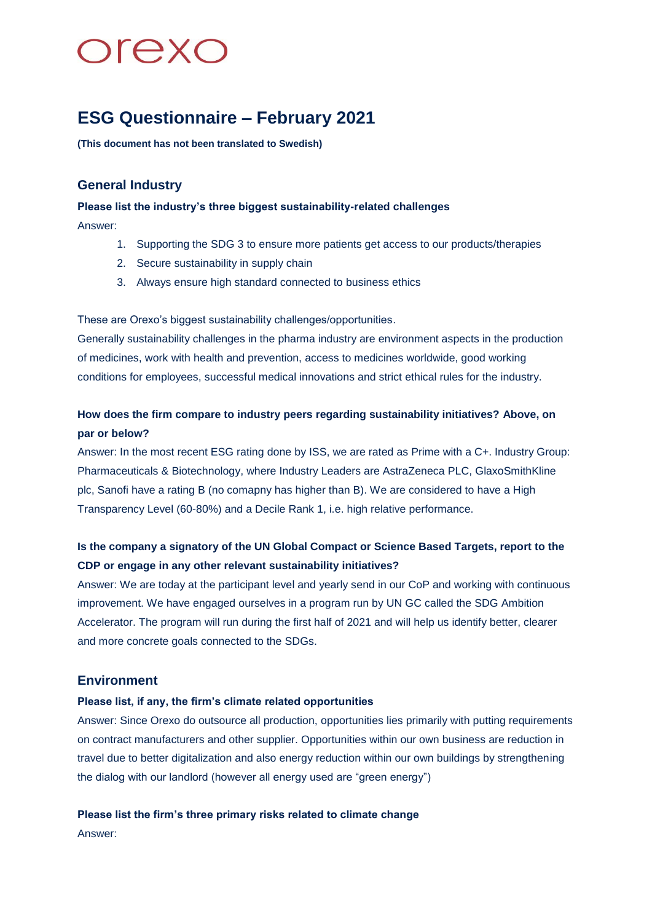orexo

# ESG Questionnaire – February 2021

**(This document has not been translated to Swedish)**

## General Industry

**Please list the industry's three biggest sustainability-related challenges**

Answer:

1. Supporting the SDG 3 to ensure more patients get access to our products/therapies
2. Secure sustainability in supply chain
3. Always ensure high standard connected to business ethics

These are Orexo's biggest sustainability challenges/opportunities.
Generally sustainability challenges in the pharma industry are environment aspects in the production of medicines, work with health and prevention, access to medicines worldwide, good working conditions for employees, successful medical innovations and strict ethical rules for the industry.

**How does the firm compare to industry peers regarding sustainability initiatives? Above, on par or below?**

Answer: In the most recent ESG rating done by ISS, we are rated as Prime with a C+. Industry Group: Pharmaceuticals & Biotechnology, where Industry Leaders are AstraZeneca PLC, GlaxoSmithKline plc, Sanofi have a rating B (no comapny has higher than B). We are considered to have a High Transparency Level (60-80%) and a Decile Rank 1, i.e. high relative performance.

**Is the company a signatory of the UN Global Compact or Science Based Targets, report to the CDP or engage in any other relevant sustainability initiatives?**

Answer: We are today at the participant level and yearly send in our CoP and working with continuous improvement. We have engaged ourselves in a program run by UN GC called the SDG Ambition Accelerator. The program will run during the first half of 2021 and will help us identify better, clearer and more concrete goals connected to the SDGs.

## Environment

**Please list, if any, the firm's climate related opportunities**

Answer: Since Orexo do outsource all production, opportunities lies primarily with putting requirements on contract manufacturers and other supplier. Opportunities within our own business are reduction in travel due to better digitalization and also energy reduction within our own buildings by strengthening the dialog with our landlord (however all energy used are "green energy")

**Please list the firm's three primary risks related to climate change**

Answer: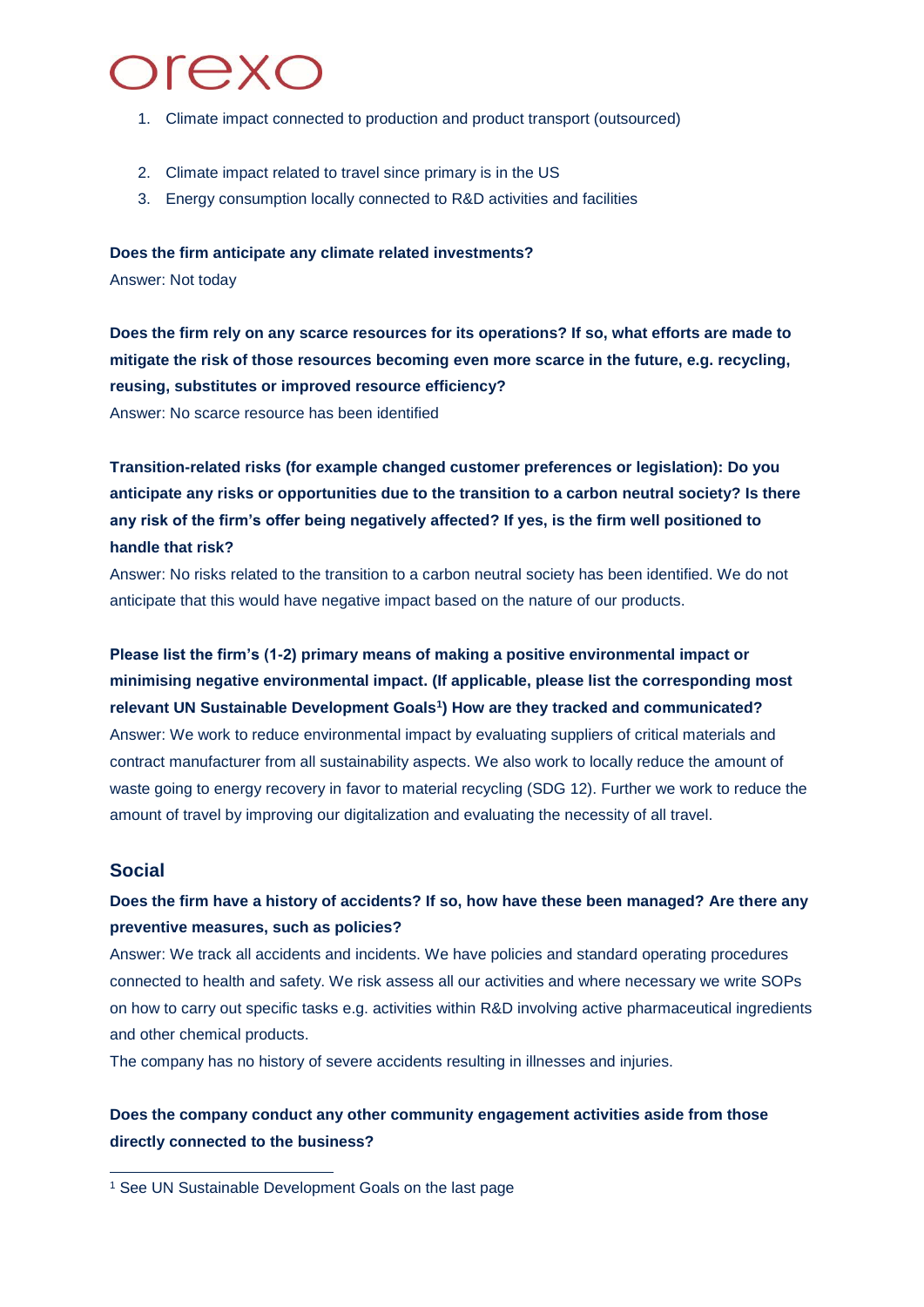1. Climate impact connected to production and product transport (outsourced)
2. Climate impact related to travel since primary is in the US
3. Energy consumption locally connected to R&D activities and facilities

**Does the firm anticipate any climate related investments?**

Answer: Not today

**Does the firm rely on any scarce resources for its operations? If so, what efforts are made to mitigate the risk of those resources becoming even more scarce in the future, e.g. recycling, reusing, substitutes or improved resource efficiency?**

Answer: No scarce resource has been identified

**Transition-related risks (for example changed customer preferences or legislation): Do you anticipate any risks or opportunities due to the transition to a carbon neutral society? Is there any risk of the firm's offer being negatively affected? If yes, is the firm well positioned to handle that risk?**

Answer: No risks related to the transition to a carbon neutral society has been identified. We do not anticipate that this would have negative impact based on the nature of our products.

**Please list the firm's (1-2) primary means of making a positive environmental impact or minimising negative environmental impact. (If applicable, please list the corresponding most relevant UN Sustainable Development Goals[1]) How are they tracked and communicated?**

Answer: We work to reduce environmental impact by evaluating suppliers of critical materials and contract manufacturer from all sustainability aspects. We also work to locally reduce the amount of waste going to energy recovery in favor to material recycling (SDG 12). Further we work to reduce the amount of travel by improving our digitalization and evaluating the necessity of all travel.

## Social

**Does the firm have a history of accidents? If so, how have these been managed? Are there any preventive measures, such as policies?**

Answer: We track all accidents and incidents. We have policies and standard operating procedures connected to health and safety. We risk assess all our activities and where necessary we write SOPs on how to carry out specific tasks e.g. activities within R&D involving active pharmaceutical ingredients and other chemical products.

The company has no history of severe accidents resulting in illnesses and injuries.

**Does the company conduct any other community engagement activities aside from those directly connected to the business?**

---

[1] See UN Sustainable Development Goals on the last page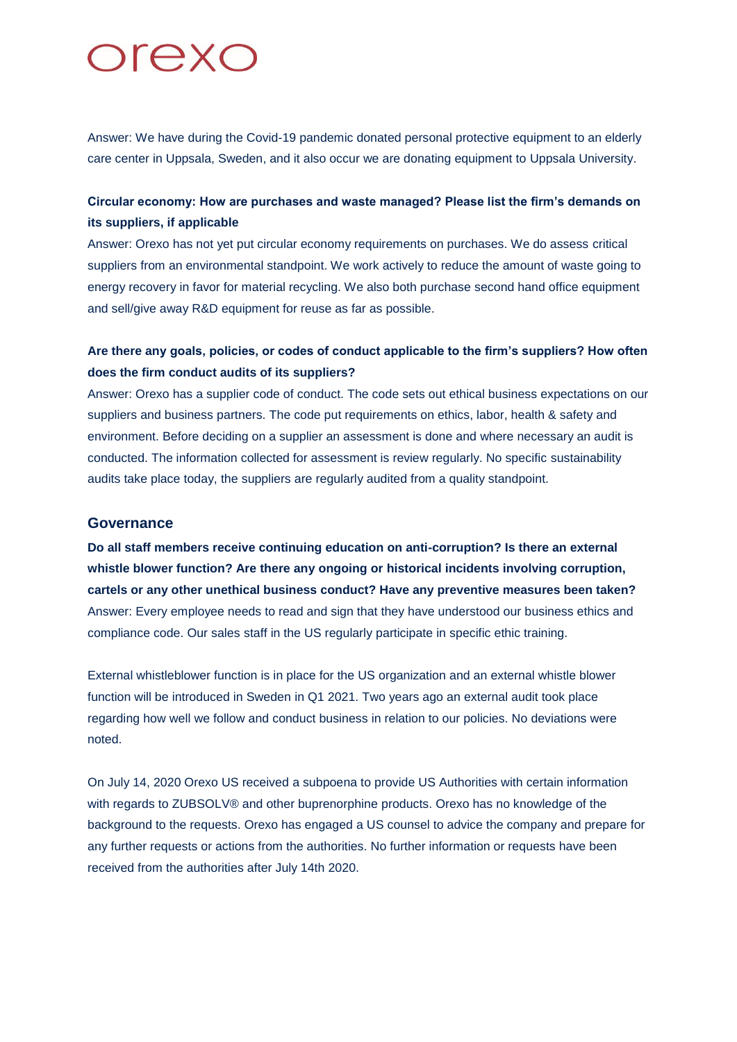Answer: We have during the Covid-19 pandemic donated personal protective equipment to an elderly care center in Uppsala, Sweden, and it also occur we are donating equipment to Uppsala University.

**Circular economy: How are purchases and waste managed? Please list the firm's demands on its suppliers, if applicable**

Answer: Orexo has not yet put circular economy requirements on purchases. We do assess critical suppliers from an environmental standpoint. We work actively to reduce the amount of waste going to energy recovery in favor for material recycling. We also both purchase second hand office equipment and sell/give away R&D equipment for reuse as far as possible.

**Are there any goals, policies, or codes of conduct applicable to the firm's suppliers? How often does the firm conduct audits of its suppliers?**

Answer: Orexo has a supplier code of conduct. The code sets out ethical business expectations on our suppliers and business partners. The code put requirements on ethics, labor, health & safety and environment. Before deciding on a supplier an assessment is done and where necessary an audit is conducted. The information collected for assessment is review regularly. No specific sustainability audits take place today, the suppliers are regularly audited from a quality standpoint.

## Governance

**Do all staff members receive continuing education on anti-corruption? Is there an external whistle blower function? Are there any ongoing or historical incidents involving corruption, cartels or any other unethical business conduct? Have any preventive measures been taken?**

Answer: Every employee needs to read and sign that they have understood our business ethics and compliance code. Our sales staff in the US regularly participate in specific ethic training.

External whistleblower function is in place for the US organization and an external whistle blower function will be introduced in Sweden in Q1 2021. Two years ago an external audit took place regarding how well we follow and conduct business in relation to our policies. No deviations were noted.

On July 14, 2020 Orexo US received a subpoena to provide US Authorities with certain information with regards to ZUBSOLV® and other buprenorphine products. Orexo has no knowledge of the background to the requests. Orexo has engaged a US counsel to advice the company and prepare for any further requests or actions from the authorities. No further information or requests have been received from the authorities after July 14th 2020.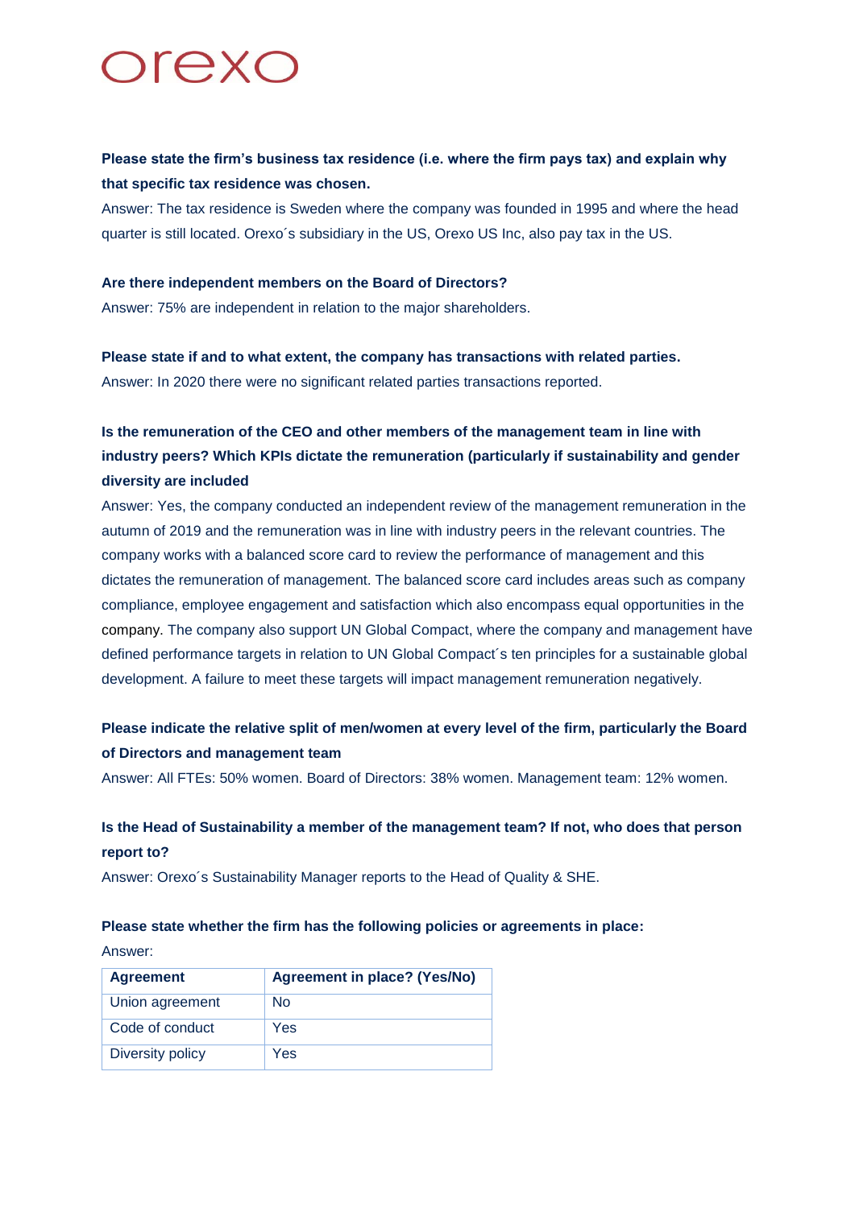orexo

**Please state the firm's business tax residence (i.e. where the firm pays tax) and explain why that specific tax residence was chosen.**

Answer: The tax residence is Sweden where the company was founded in 1995 and where the head quarter is still located. Orexo´s subsidiary in the US, Orexo US Inc, also pay tax in the US.

**Are there independent members on the Board of Directors?**

Answer: 75% are independent in relation to the major shareholders.

**Please state if and to what extent, the company has transactions with related parties.**

Answer: In 2020 there were no significant related parties transactions reported.

**Is the remuneration of the CEO and other members of the management team in line with industry peers? Which KPIs dictate the remuneration (particularly if sustainability and gender diversity are included**

Answer: Yes, the company conducted an independent review of the management remuneration in the autumn of 2019 and the remuneration was in line with industry peers in the relevant countries. The company works with a balanced score card to review the performance of management and this dictates the remuneration of management. The balanced score card includes areas such as company compliance, employee engagement and satisfaction which also encompass equal opportunities in the company. The company also support UN Global Compact, where the company and management have defined performance targets in relation to UN Global Compact´s ten principles for a sustainable global development. A failure to meet these targets will impact management remuneration negatively.

**Please indicate the relative split of men/women at every level of the firm, particularly the Board of Directors and management team**

Answer: All FTEs: 50% women. Board of Directors: 38% women. Management team: 12% women.

**Is the Head of Sustainability a member of the management team? If not, who does that person report to?**

Answer: Orexo´s Sustainability Manager reports to the Head of Quality & SHE.

**Please state whether the firm has the following policies or agreements in place:**

Answer:

| Agreement | Agreement in place? (Yes/No) |
|---|---|
| Union agreement | No |
| Code of conduct | Yes |
| Diversity policy | Yes |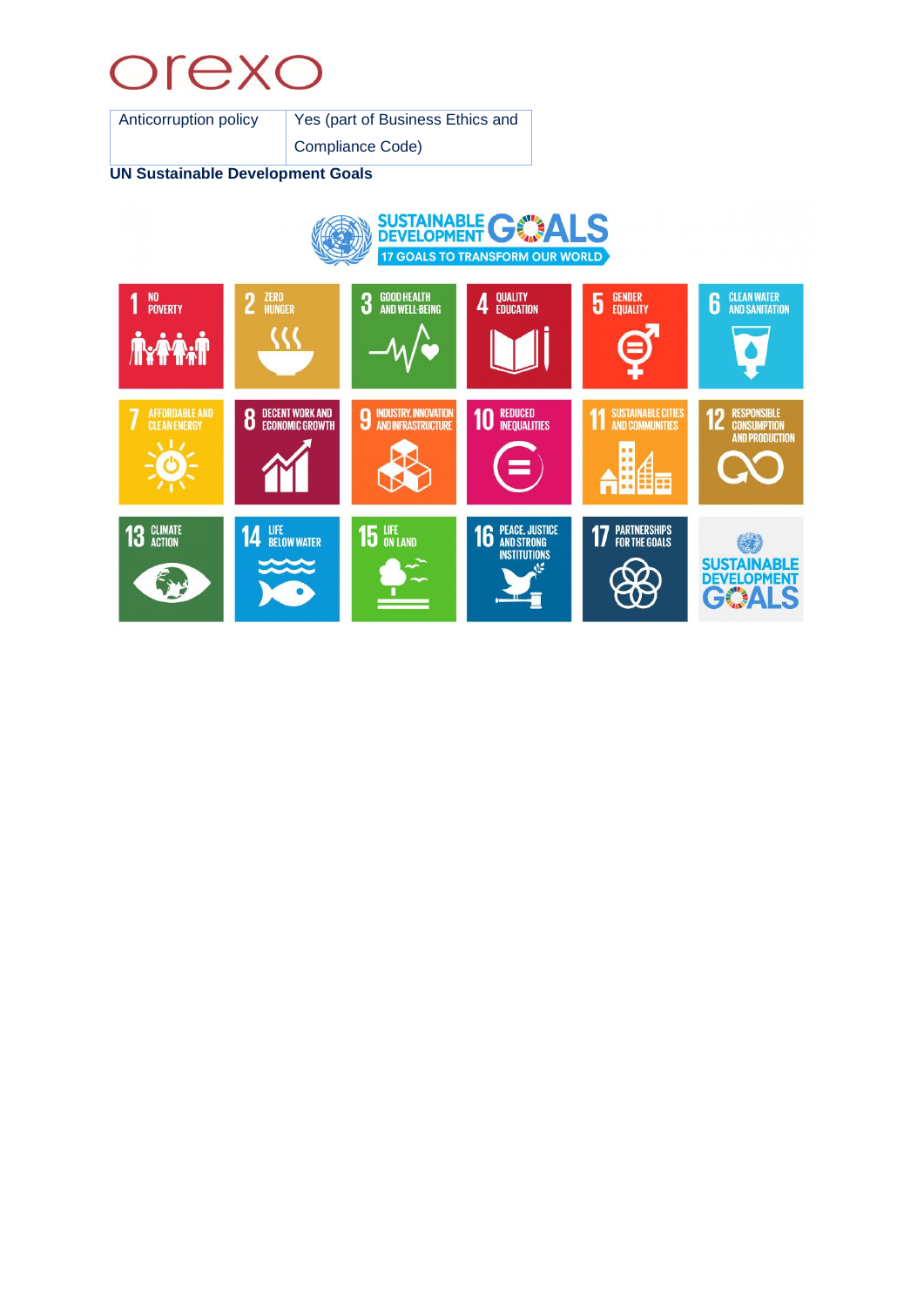| | |
|---|---|
| Anticorruption policy | Yes (part of Business Ethics and Compliance Code) |

**UN Sustainable Development Goals**